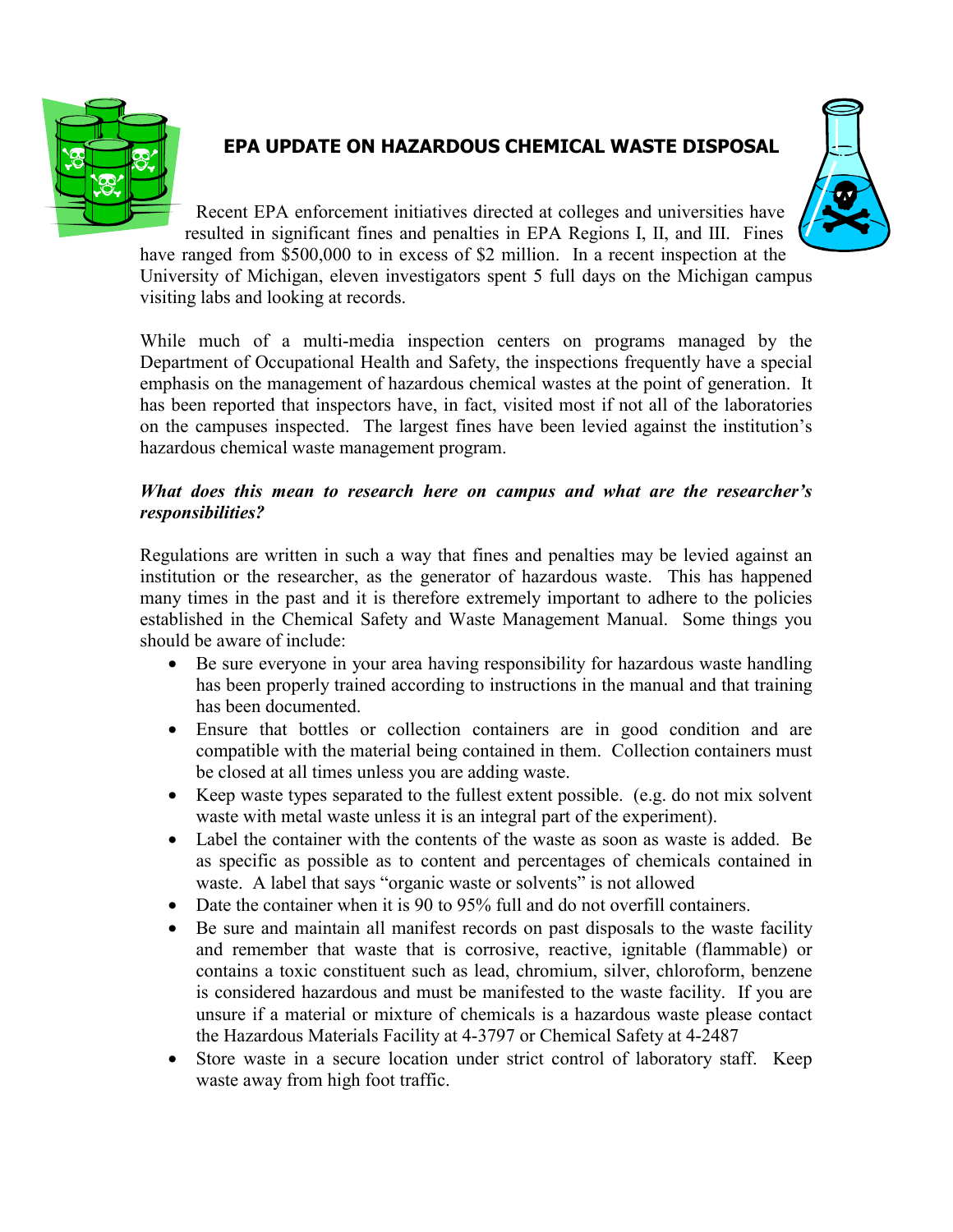# EPA UPDATE ON HAZARDOUS CHEMICAL WASTE DISPOSAL

Recent EPA enforcement initiatives directed at colleges and universities have resulted in significant fines and penalties in EPA Regions I, II, and III. Fines have ranged from $500,000 to in excess of $2 million. In a recent inspection at the University of Michigan, eleven investigators spent 5 full days on the Michigan campus visiting labs and looking at records.

While much of a multi-media inspection centers on programs managed by the Department of Occupational Health and Safety, the inspections frequently have a special emphasis on the management of hazardous chemical wastes at the point of generation. It has been reported that inspectors have, in fact, visited most if not all of the laboratories on the campuses inspected. The largest fines have been levied against the institution's hazardous chemical waste management program.

***What does this mean to research here on campus and what are the researcher's responsibilities?***

Regulations are written in such a way that fines and penalties may be levied against an institution or the researcher, as the generator of hazardous waste. This has happened many times in the past and it is therefore extremely important to adhere to the policies established in the Chemical Safety and Waste Management Manual. Some things you should be aware of include:

- Be sure everyone in your area having responsibility for hazardous waste handling has been properly trained according to instructions in the manual and that training has been documented.
- Ensure that bottles or collection containers are in good condition and are compatible with the material being contained in them. Collection containers must be closed at all times unless you are adding waste.
- Keep waste types separated to the fullest extent possible. (e.g. do not mix solvent waste with metal waste unless it is an integral part of the experiment).
- Label the container with the contents of the waste as soon as waste is added. Be as specific as possible as to content and percentages of chemicals contained in waste. A label that says "organic waste or solvents" is not allowed
- Date the container when it is 90 to 95% full and do not overfill containers.
- Be sure and maintain all manifest records on past disposals to the waste facility and remember that waste that is corrosive, reactive, ignitable (flammable) or contains a toxic constituent such as lead, chromium, silver, chloroform, benzene is considered hazardous and must be manifested to the waste facility. If you are unsure if a material or mixture of chemicals is a hazardous waste please contact the Hazardous Materials Facility at 4-3797 or Chemical Safety at 4-2487
- Store waste in a secure location under strict control of laboratory staff. Keep waste away from high foot traffic.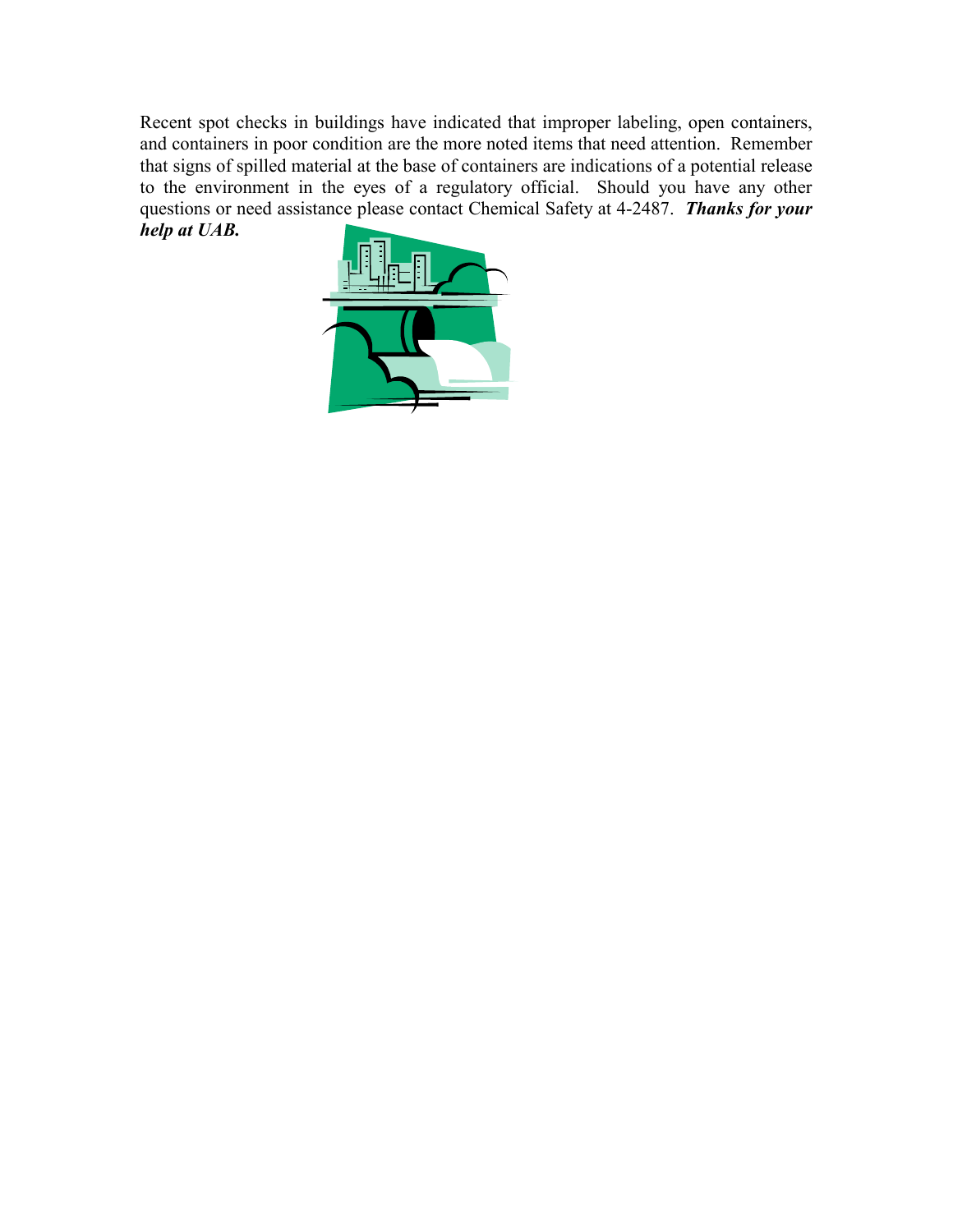Recent spot checks in buildings have indicated that improper labeling, open containers, and containers in poor condition are the more noted items that need attention. Remember that signs of spilled material at the base of containers are indications of a potential release to the environment in the eyes of a regulatory official. Should you have any other questions or need assistance please contact Chemical Safety at 4-2487. ***Thanks for your help at UAB.***